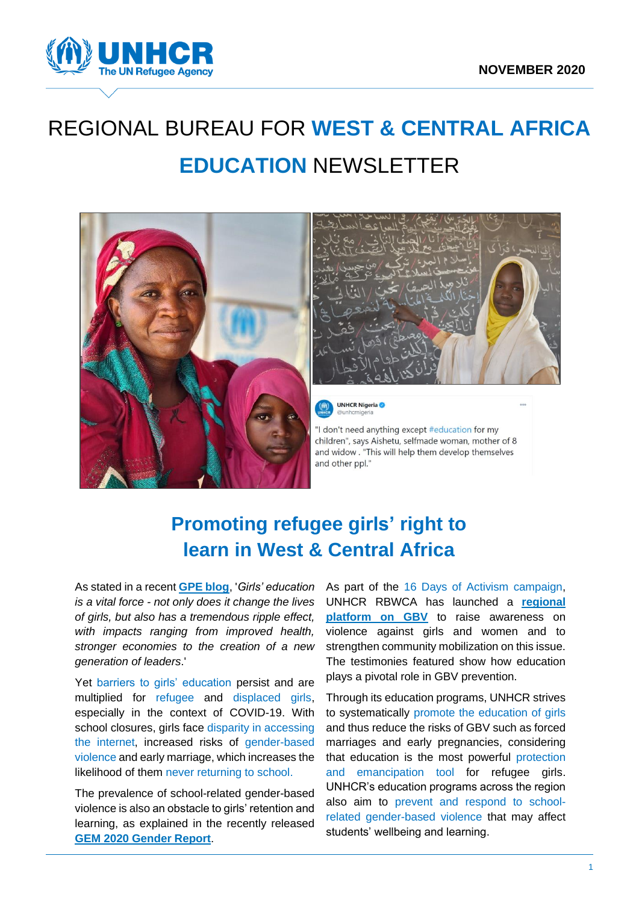NOVEMBER 2020

# REGIONAL BUREAU FOR WEST & CENTRAL AFRICA EDUCATION NEWSLETTER

UNHCR Nigeria @unhcrnigeria

"I don't need anything except #education for my children", says Aishetu, selfmade woman, mother of 8 and widow . "This will help them develop themselves and other ppl."

## Promoting refugee girls' right to learn in West & Central Africa

As stated in a recent **GPE blog**, '*Girls' education is a vital force - not only does it change the lives of girls, but also has a tremendous ripple effect, with impacts ranging from improved health, stronger economies to the creation of a new generation of leaders*.'

Yet barriers to girls' education persist and are multiplied for refugee and displaced girls, especially in the context of COVID-19. With school closures, girls face disparity in accessing the internet, increased risks of gender-based violence and early marriage, which increases the likelihood of them never returning to school.

The prevalence of school-related gender-based violence is also an obstacle to girls' retention and learning, as explained in the recently released **GEM 2020 Gender Report**.

As part of the 16 Days of Activism campaign, UNHCR RBWCA has launched a **regional platform on GBV** to raise awareness on violence against girls and women and to strengthen community mobilization on this issue. The testimonies featured show how education plays a pivotal role in GBV prevention.

Through its education programs, UNHCR strives to systematically promote the education of girls and thus reduce the risks of GBV such as forced marriages and early pregnancies, considering that education is the most powerful protection and emancipation tool for refugee girls. UNHCR's education programs across the region also aim to prevent and respond to school-related gender-based violence that may affect students' wellbeing and learning.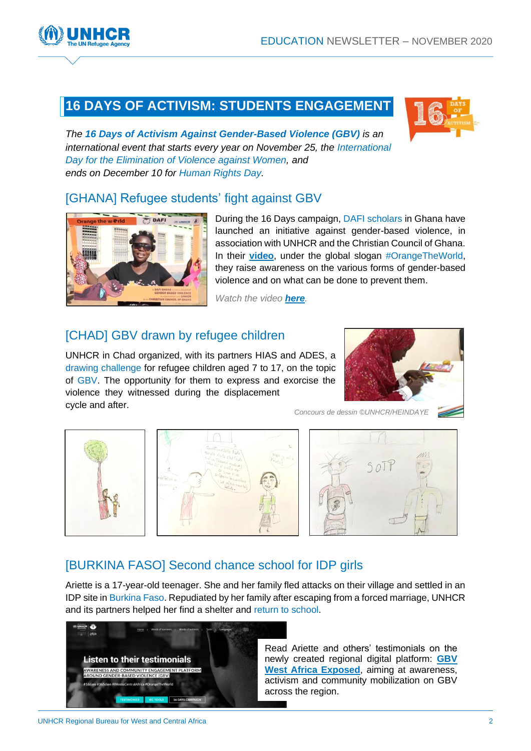## 16 DAYS OF ACTIVISM: STUDENTS ENGAGEMENT

*The **16 Days of Activism Against Gender-Based Violence (GBV)** is an international event that starts every year on November 25, the International Day for the Elimination of Violence against Women, and ends on December 10 for Human Rights Day.*

### [GHANA] Refugee students' fight against GBV

During the 16 Days campaign, DAFI scholars in Ghana have launched an initiative against gender-based violence, in association with UNHCR and the Christian Council of Ghana. In their **video**, under the global slogan #OrangeTheWorld, they raise awareness on the various forms of gender-based violence and on what can be done to prevent them.

*Watch the video **here**.*

### [CHAD] GBV drawn by refugee children

UNHCR in Chad organized, with its partners HIAS and ADES, a drawing challenge for refugee children aged 7 to 17, on the topic of GBV. The opportunity for them to express and exorcise the violence they witnessed during the displacement cycle and after.

*Concours de dessin ©UNHCR/HEINDAYE*

### [BURKINA FASO] Second chance school for IDP girls

Ariette is a 17-year-old teenager. She and her family fled attacks on their village and settled in an IDP site in Burkina Faso. Repudiated by her family after escaping from a forced marriage, UNHCR and its partners helped her find a shelter and return to school.

Read Ariette and others' testimonials on the newly created regional digital platform: **GBV West Africa Exposed**, aiming at awareness, activism and community mobilization on GBV across the region.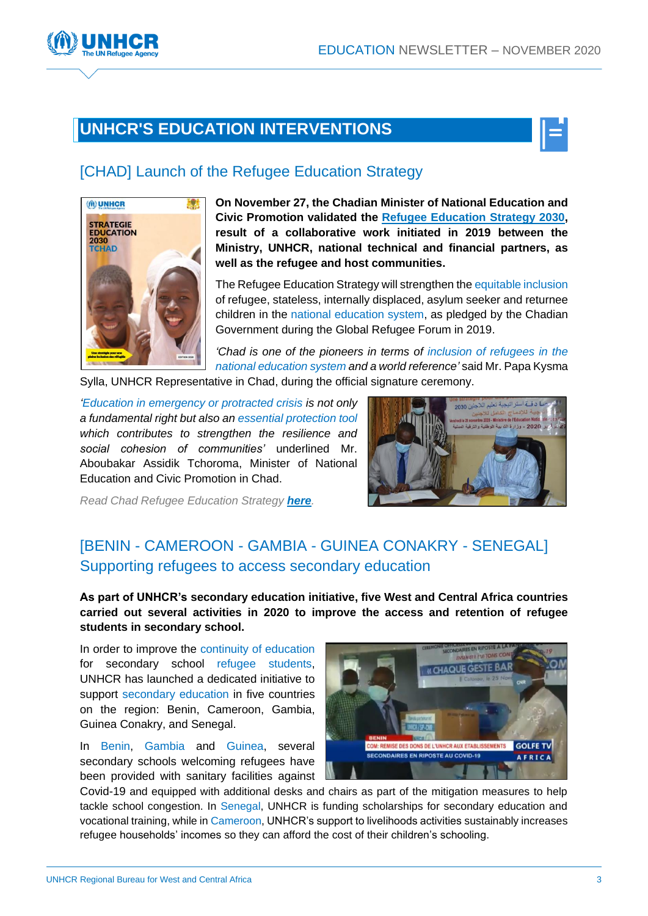## UNHCR'S EDUCATION INTERVENTIONS

### [CHAD] Launch of the Refugee Education Strategy

**On November 27, the Chadian Minister of National Education and Civic Promotion validated the Refugee Education Strategy 2030, result of a collaborative work initiated in 2019 between the Ministry, UNHCR, national technical and financial partners, as well as the refugee and host communities.**

The Refugee Education Strategy will strengthen the equitable inclusion of refugee, stateless, internally displaced, asylum seeker and returnee children in the national education system, as pledged by the Chadian Government during the Global Refugee Forum in 2019.

*'Chad is one of the pioneers in terms of inclusion of refugees in the national education system and a world reference'* said Mr. Papa Kysma Sylla, UNHCR Representative in Chad, during the official signature ceremony.

*'Education in emergency or protracted crisis is not only a fundamental right but also an essential protection tool which contributes to strengthen the resilience and social cohesion of communities'* underlined Mr. Aboubakar Assidik Tchoroma, Minister of National Education and Civic Promotion in Chad.

*Read Chad Refugee Education Strategy **here**.*

### [BENIN - CAMEROON - GAMBIA - GUINEA CONAKRY - SENEGAL] Supporting refugees to access secondary education

**As part of UNHCR's secondary education initiative, five West and Central Africa countries carried out several activities in 2020 to improve the access and retention of refugee students in secondary school.**

In order to improve the continuity of education for secondary school refugee students, UNHCR has launched a dedicated initiative to support secondary education in five countries on the region: Benin, Cameroon, Gambia, Guinea Conakry, and Senegal.

In Benin, Gambia and Guinea, several secondary schools welcoming refugees have been provided with sanitary facilities against Covid-19 and equipped with additional desks and chairs as part of the mitigation measures to help tackle school congestion. In Senegal, UNHCR is funding scholarships for secondary education and vocational training, while in Cameroon, UNHCR's support to livelihoods activities sustainably increases refugee households' incomes so they can afford the cost of their children's schooling.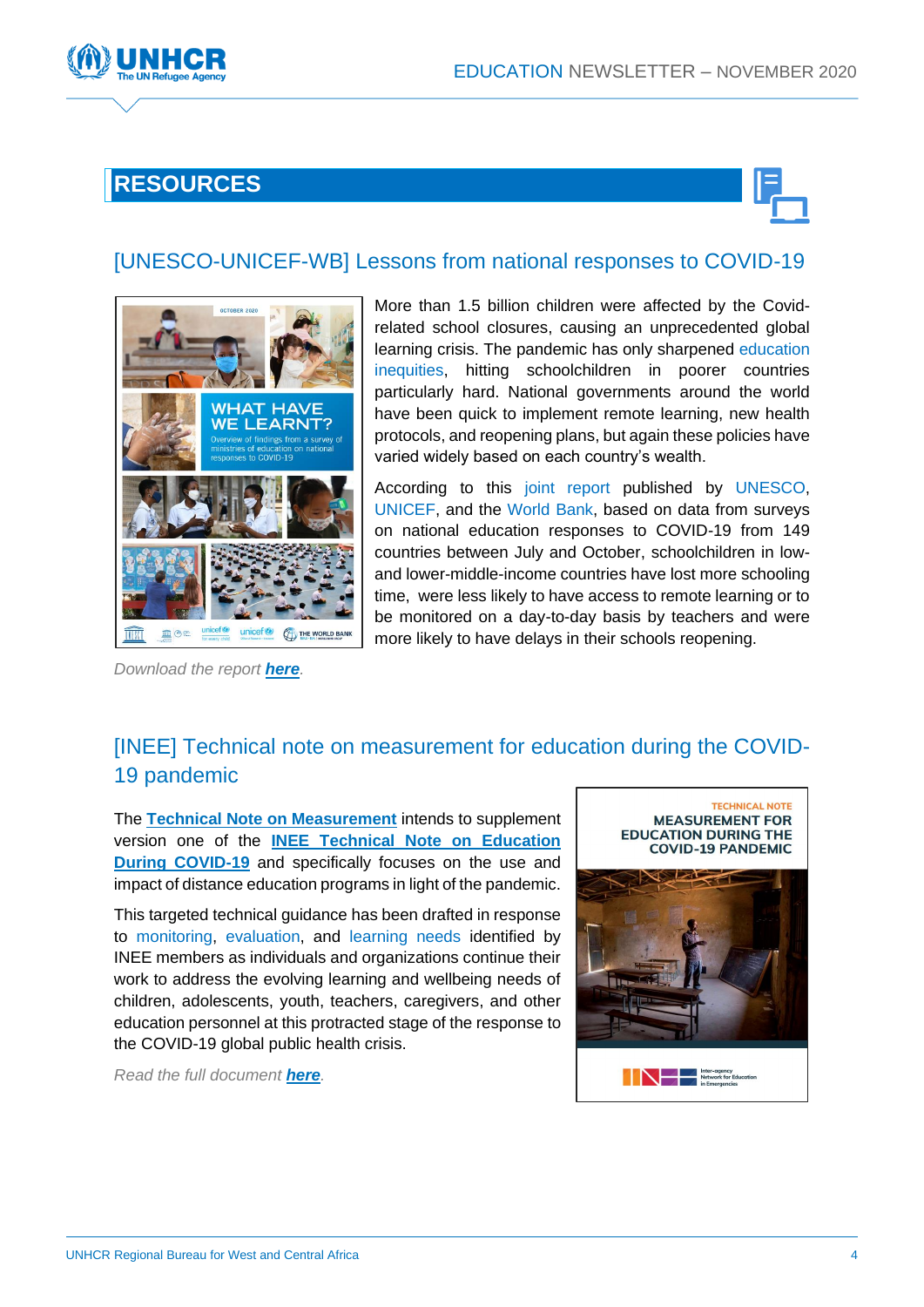## RESOURCES

### [UNESCO-UNICEF-WB] Lessons from national responses to COVID-19

More than 1.5 billion children were affected by the Covid-related school closures, causing an unprecedented global learning crisis. The pandemic has only sharpened education inequities, hitting schoolchildren in poorer countries particularly hard. National governments around the world have been quick to implement remote learning, new health protocols, and reopening plans, but again these policies have varied widely based on each country's wealth.

According to this joint report published by UNESCO, UNICEF, and the World Bank, based on data from surveys on national education responses to COVID-19 from 149 countries between July and October, schoolchildren in low- and lower-middle-income countries have lost more schooling time, were less likely to have access to remote learning or to be monitored on a day-to-day basis by teachers and were more likely to have delays in their schools reopening.

*Download the report **here**.*

### [INEE] Technical note on measurement for education during the COVID-19 pandemic

The **Technical Note on Measurement** intends to supplement version one of the **INEE Technical Note on Education During COVID-19** and specifically focuses on the use and impact of distance education programs in light of the pandemic.

This targeted technical guidance has been drafted in response to monitoring, evaluation, and learning needs identified by INEE members as individuals and organizations continue their work to address the evolving learning and wellbeing needs of children, adolescents, youth, teachers, caregivers, and other education personnel at this protracted stage of the response to the COVID-19 global public health crisis.

*Read the full document **here**.*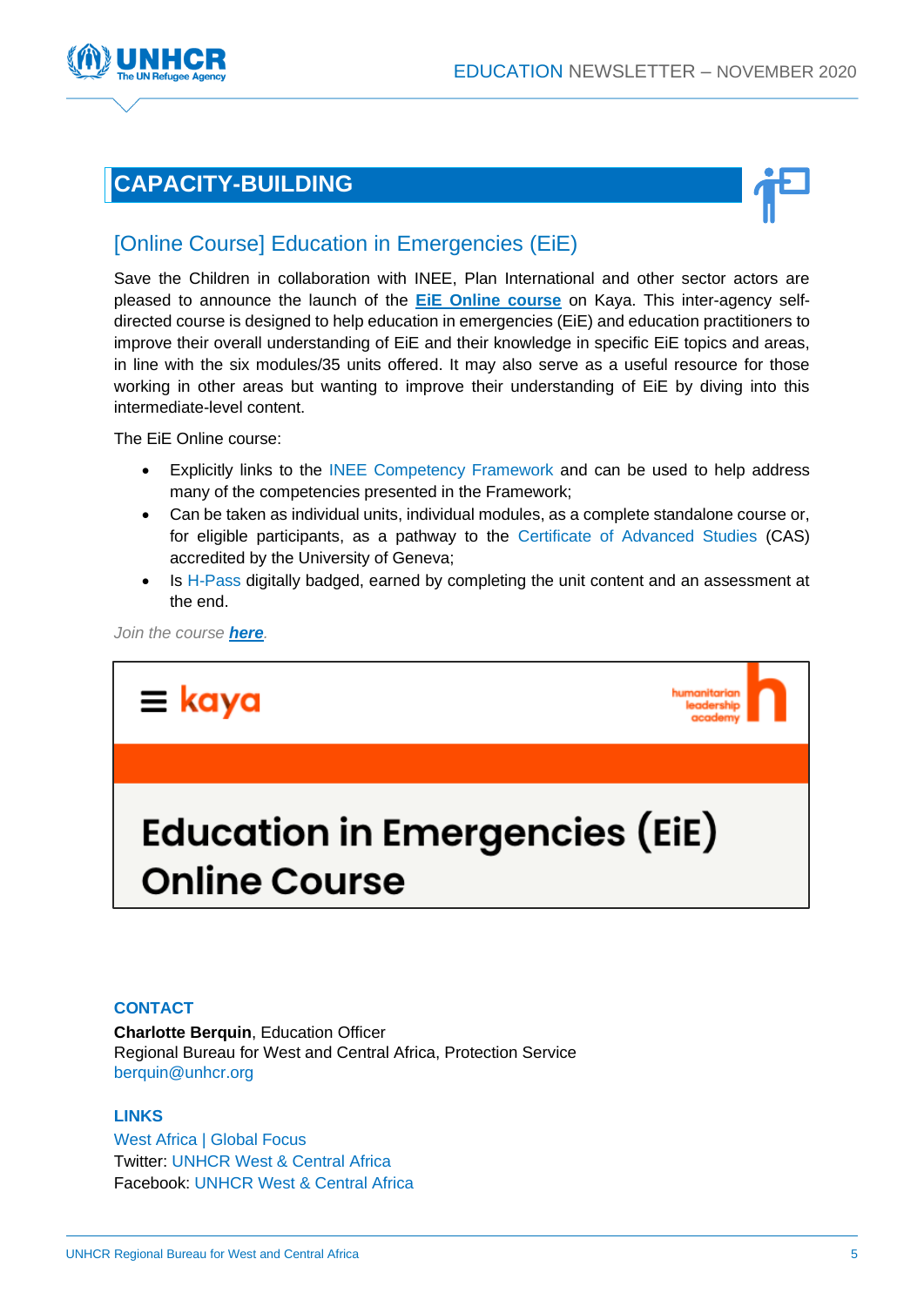## CAPACITY-BUILDING

### [Online Course] Education in Emergencies (EiE)

Save the Children in collaboration with INEE, Plan International and other sector actors are pleased to announce the launch of the **EiE Online course** on Kaya. This inter-agency self-directed course is designed to help education in emergencies (EiE) and education practitioners to improve their overall understanding of EiE and their knowledge in specific EiE topics and areas, in line with the six modules/35 units offered. It may also serve as a useful resource for those working in other areas but wanting to improve their understanding of EiE by diving into this intermediate-level content.

The EiE Online course:

- Explicitly links to the INEE Competency Framework and can be used to help address many of the competencies presented in the Framework;
- Can be taken as individual units, individual modules, as a complete standalone course or, for eligible participants, as a pathway to the Certificate of Advanced Studies (CAS) accredited by the University of Geneva;
- Is H-Pass digitally badged, earned by completing the unit content and an assessment at the end.

*Join the course **here**.*

kaya

humanitarian leadership academy

**Education in Emergencies (EiE) Online Course**

**CONTACT**

**Charlotte Berquin**, Education Officer
Regional Bureau for West and Central Africa, Protection Service
berquin@unhcr.org

**LINKS**

West Africa | Global Focus
Twitter: UNHCR West & Central Africa
Facebook: UNHCR West & Central Africa